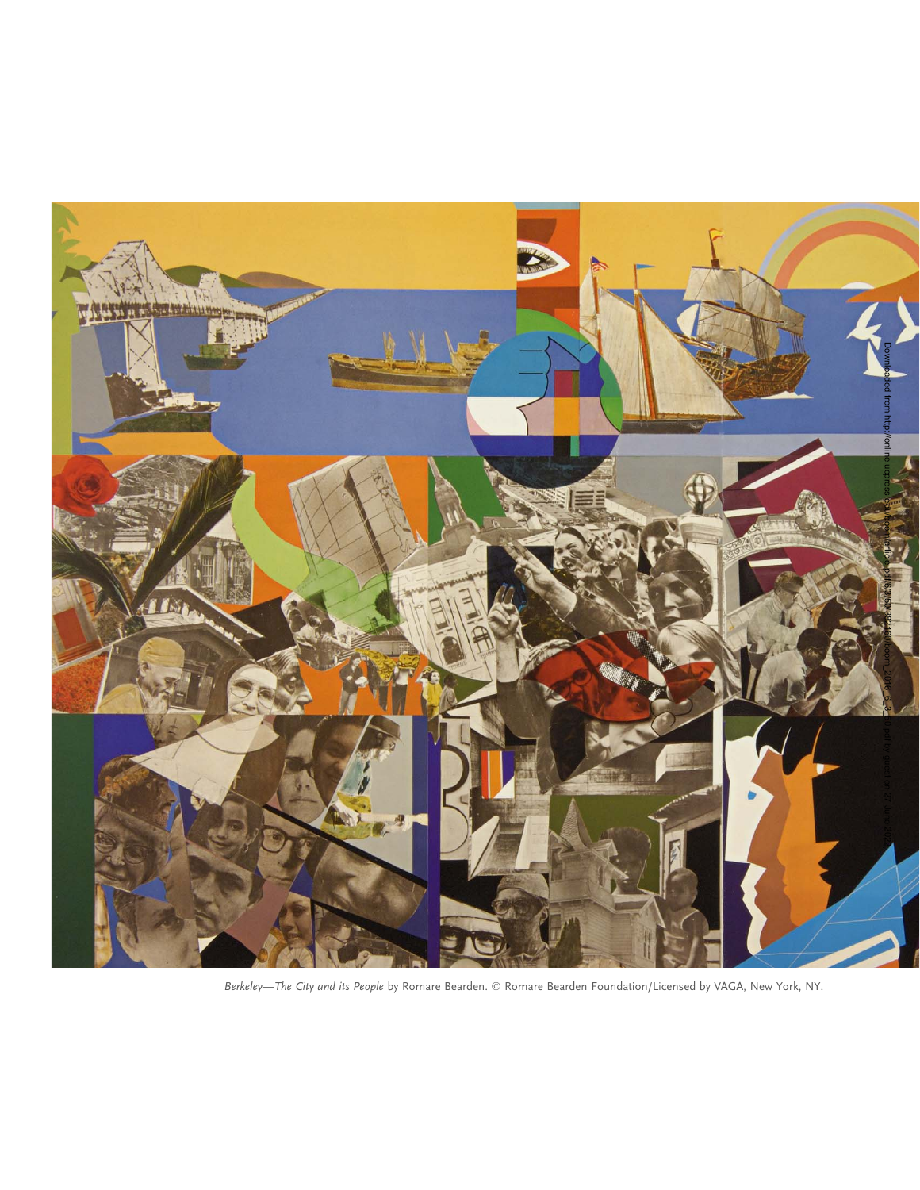*Berkeley—The City and its People* by Romare Bearden. © Romare Bearden Foundation/Licensed by VAGA, New York, NY.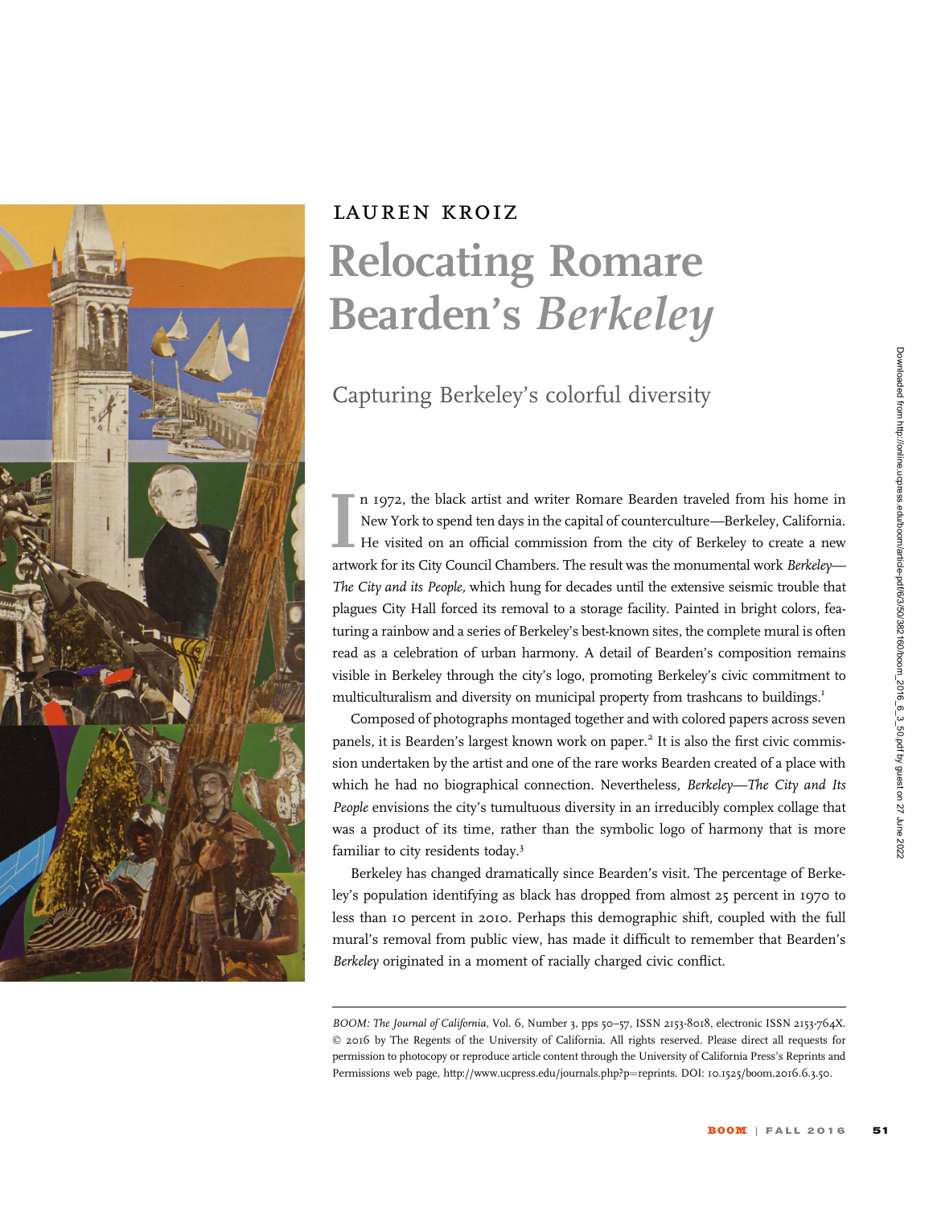LAUREN KROIZ

# Relocating Romare Bearden's *Berkeley*

## Capturing Berkeley's colorful diversity

In 1972, the black artist and writer Romare Bearden traveled from his home in New York to spend ten days in the capital of counterculture—Berkeley, California. He visited on an official commission from the city of Berkeley to create a new artwork for its City Council Chambers. The result was the monumental work *Berkeley—The City and its People,* which hung for decades until the extensive seismic trouble that plagues City Hall forced its removal to a storage facility. Painted in bright colors, featuring a rainbow and a series of Berkeley's best-known sites, the complete mural is often read as a celebration of urban harmony. A detail of Bearden's composition remains visible in Berkeley through the city's logo, promoting Berkeley's civic commitment to multiculturalism and diversity on municipal property from trashcans to buildings.[1]

Composed of photographs montaged together and with colored papers across seven panels, it is Bearden's largest known work on paper.[2] It is also the first civic commission undertaken by the artist and one of the rare works Bearden created of a place with which he had no biographical connection. Nevertheless, *Berkeley—The City and Its People* envisions the city's tumultuous diversity in an irreducibly complex collage that was a product of its time, rather than the symbolic logo of harmony that is more familiar to city residents today.[3]

Berkeley has changed dramatically since Bearden's visit. The percentage of Berkeley's population identifying as black has dropped from almost 25 percent in 1970 to less than 10 percent in 2010. Perhaps this demographic shift, coupled with the full mural's removal from public view, has made it difficult to remember that Bearden's *Berkeley* originated in a moment of racially charged civic conflict.

---

*BOOM: The Journal of California*, Vol. 6, Number 3, pps 50–57, ISSN 2153-8018, electronic ISSN 2153-764X. © 2016 by The Regents of the University of California. All rights reserved. Please direct all requests for permission to photocopy or reproduce article content through the University of California Press's Reprints and Permissions web page, http://www.ucpress.edu/journals.php?p=reprints. DOI: 10.1525/boom.2016.6.3.50.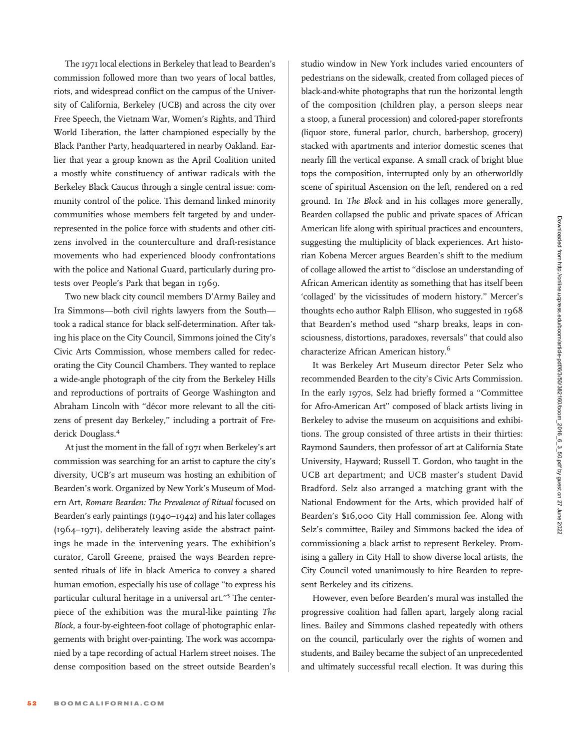The 1971 local elections in Berkeley that lead to Bearden's commission followed more than two years of local battles, riots, and widespread conflict on the campus of the University of California, Berkeley (UCB) and across the city over Free Speech, the Vietnam War, Women's Rights, and Third World Liberation, the latter championed especially by the Black Panther Party, headquartered in nearby Oakland. Earlier that year a group known as the April Coalition united a mostly white constituency of antiwar radicals with the Berkeley Black Caucus through a single central issue: community control of the police. This demand linked minority communities whose members felt targeted by and underrepresented in the police force with students and other citizens involved in the counterculture and draft-resistance movements who had experienced bloody confrontations with the police and National Guard, particularly during protests over People's Park that began in 1969.

Two new black city council members D'Army Bailey and Ira Simmons—both civil rights lawyers from the South—took a radical stance for black self-determination. After taking his place on the City Council, Simmons joined the City's Civic Arts Commission, whose members called for redecorating the City Council Chambers. They wanted to replace a wide-angle photograph of the city from the Berkeley Hills and reproductions of portraits of George Washington and Abraham Lincoln with "décor more relevant to all the citizens of present day Berkeley," including a portrait of Frederick Douglass.[4]

At just the moment in the fall of 1971 when Berkeley's art commission was searching for an artist to capture the city's diversity, UCB's art museum was hosting an exhibition of Bearden's work. Organized by New York's Museum of Modern Art, *Romare Bearden: The Prevalence of Ritual* focused on Bearden's early paintings (1940–1942) and his later collages (1964–1971), deliberately leaving aside the abstract paintings he made in the intervening years. The exhibition's curator, Caroll Greene, praised the ways Bearden represented rituals of life in black America to convey a shared human emotion, especially his use of collage "to express his particular cultural heritage in a universal art."[5] The centerpiece of the exhibition was the mural-like painting *The Block*, a four-by-eighteen-foot collage of photographic enlargements with bright over-painting. The work was accompanied by a tape recording of actual Harlem street noises. The dense composition based on the street outside Bearden's studio window in New York includes varied encounters of pedestrians on the sidewalk, created from collaged pieces of black-and-white photographs that run the horizontal length of the composition (children play, a person sleeps near a stoop, a funeral procession) and colored-paper storefronts (liquor store, funeral parlor, church, barbershop, grocery) stacked with apartments and interior domestic scenes that nearly fill the vertical expanse. A small crack of bright blue tops the composition, interrupted only by an otherworldly scene of spiritual Ascension on the left, rendered on a red ground. In *The Block* and in his collages more generally, Bearden collapsed the public and private spaces of African American life along with spiritual practices and encounters, suggesting the multiplicity of black experiences. Art historian Kobena Mercer argues Bearden's shift to the medium of collage allowed the artist to "disclose an understanding of African American identity as something that has itself been 'collaged' by the vicissitudes of modern history." Mercer's thoughts echo author Ralph Ellison, who suggested in 1968 that Bearden's method used "sharp breaks, leaps in consciousness, distortions, paradoxes, reversals" that could also characterize African American history.[6]

It was Berkeley Art Museum director Peter Selz who recommended Bearden to the city's Civic Arts Commission. In the early 1970s, Selz had briefly formed a "Committee for Afro-American Art" composed of black artists living in Berkeley to advise the museum on acquisitions and exhibitions. The group consisted of three artists in their thirties: Raymond Saunders, then professor of art at California State University, Hayward; Russell T. Gordon, who taught in the UCB art department; and UCB master's student David Bradford. Selz also arranged a matching grant with the National Endowment for the Arts, which provided half of Bearden's $16,000 City Hall commission fee. Along with Selz's committee, Bailey and Simmons backed the idea of commissioning a black artist to represent Berkeley. Promising a gallery in City Hall to show diverse local artists, the City Council voted unanimously to hire Bearden to represent Berkeley and its citizens.

However, even before Bearden's mural was installed the progressive coalition had fallen apart, largely along racial lines. Bailey and Simmons clashed repeatedly with others on the council, particularly over the rights of women and students, and Bailey became the subject of an unprecedented and ultimately successful recall election. It was during this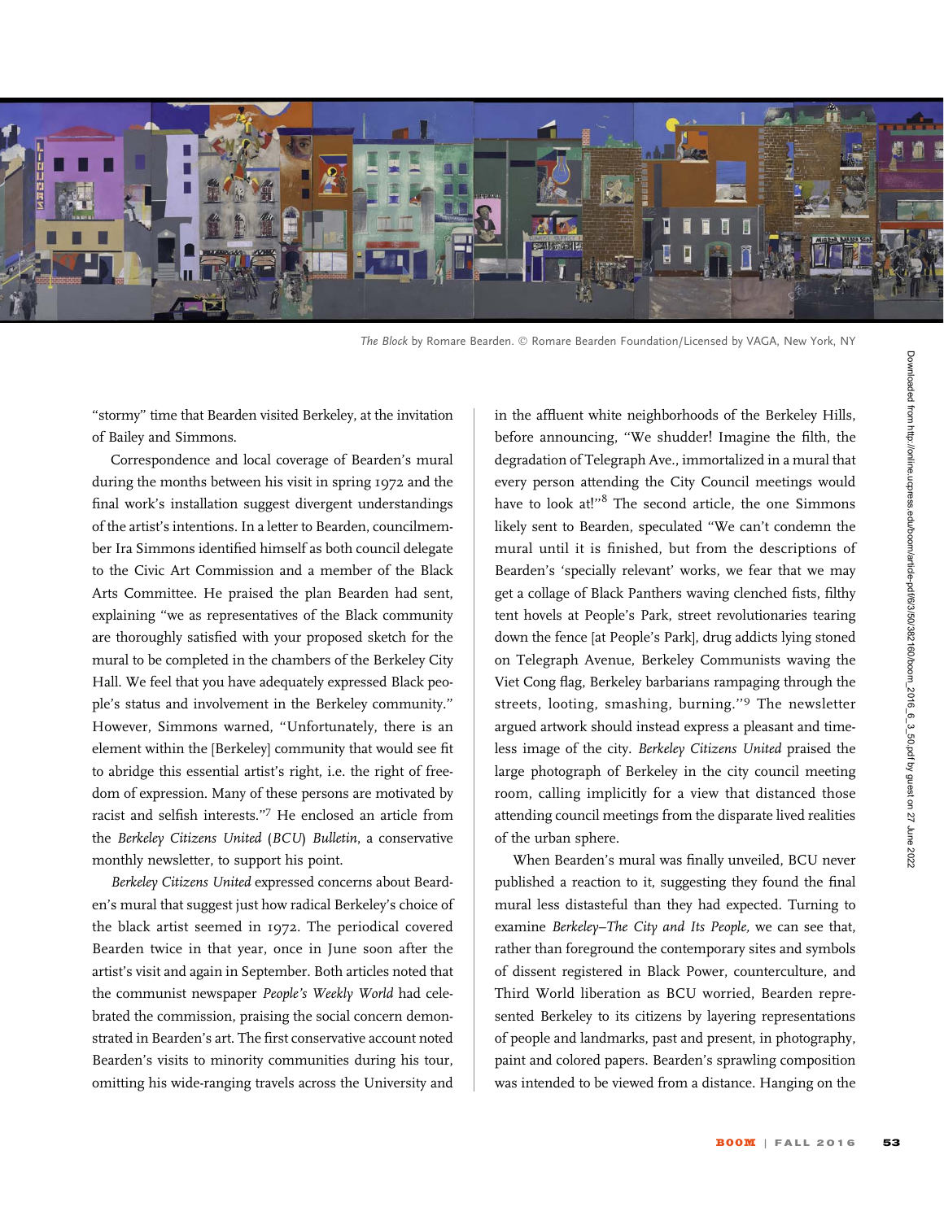*The Block* by Romare Bearden. © Romare Bearden Foundation/Licensed by VAGA, New York, NY

"stormy" time that Bearden visited Berkeley, at the invitation of Bailey and Simmons.

Correspondence and local coverage of Bearden's mural during the months between his visit in spring 1972 and the final work's installation suggest divergent understandings of the artist's intentions. In a letter to Bearden, councilmember Ira Simmons identified himself as both council delegate to the Civic Art Commission and a member of the Black Arts Committee. He praised the plan Bearden had sent, explaining "we as representatives of the Black community are thoroughly satisfied with your proposed sketch for the mural to be completed in the chambers of the Berkeley City Hall. We feel that you have adequately expressed Black people's status and involvement in the Berkeley community." However, Simmons warned, "Unfortunately, there is an element within the [Berkeley] community that would see fit to abridge this essential artist's right, i.e. the right of freedom of expression. Many of these persons are motivated by racist and selfish interests."[7] He enclosed an article from the *Berkeley Citizens United* (*BCU*) *Bulletin*, a conservative monthly newsletter, to support his point.

*Berkeley Citizens United* expressed concerns about Bearden's mural that suggest just how radical Berkeley's choice of the black artist seemed in 1972. The periodical covered Bearden twice in that year, once in June soon after the artist's visit and again in September. Both articles noted that the communist newspaper *People's Weekly World* had celebrated the commission, praising the social concern demonstrated in Bearden's art. The first conservative account noted Bearden's visits to minority communities during his tour, omitting his wide-ranging travels across the University and in the affluent white neighborhoods of the Berkeley Hills, before announcing, "We shudder! Imagine the filth, the degradation of Telegraph Ave., immortalized in a mural that every person attending the City Council meetings would have to look at!"[8] The second article, the one Simmons likely sent to Bearden, speculated "We can't condemn the mural until it is finished, but from the descriptions of Bearden's 'specially relevant' works, we fear that we may get a collage of Black Panthers waving clenched fists, filthy tent hovels at People's Park, street revolutionaries tearing down the fence [at People's Park], drug addicts lying stoned on Telegraph Avenue, Berkeley Communists waving the Viet Cong flag, Berkeley barbarians rampaging through the streets, looting, smashing, burning."[9] The newsletter argued artwork should instead express a pleasant and timeless image of the city. *Berkeley Citizens United* praised the large photograph of Berkeley in the city council meeting room, calling implicitly for a view that distanced those attending council meetings from the disparate lived realities of the urban sphere.

When Bearden's mural was finally unveiled, BCU never published a reaction to it, suggesting they found the final mural less distasteful than they had expected. Turning to examine *Berkeley–The City and Its People*, we can see that, rather than foreground the contemporary sites and symbols of dissent registered in Black Power, counterculture, and Third World liberation as BCU worried, Bearden represented Berkeley to its citizens by layering representations of people and landmarks, past and present, in photography, paint and colored papers. Bearden's sprawling composition was intended to be viewed from a distance. Hanging on the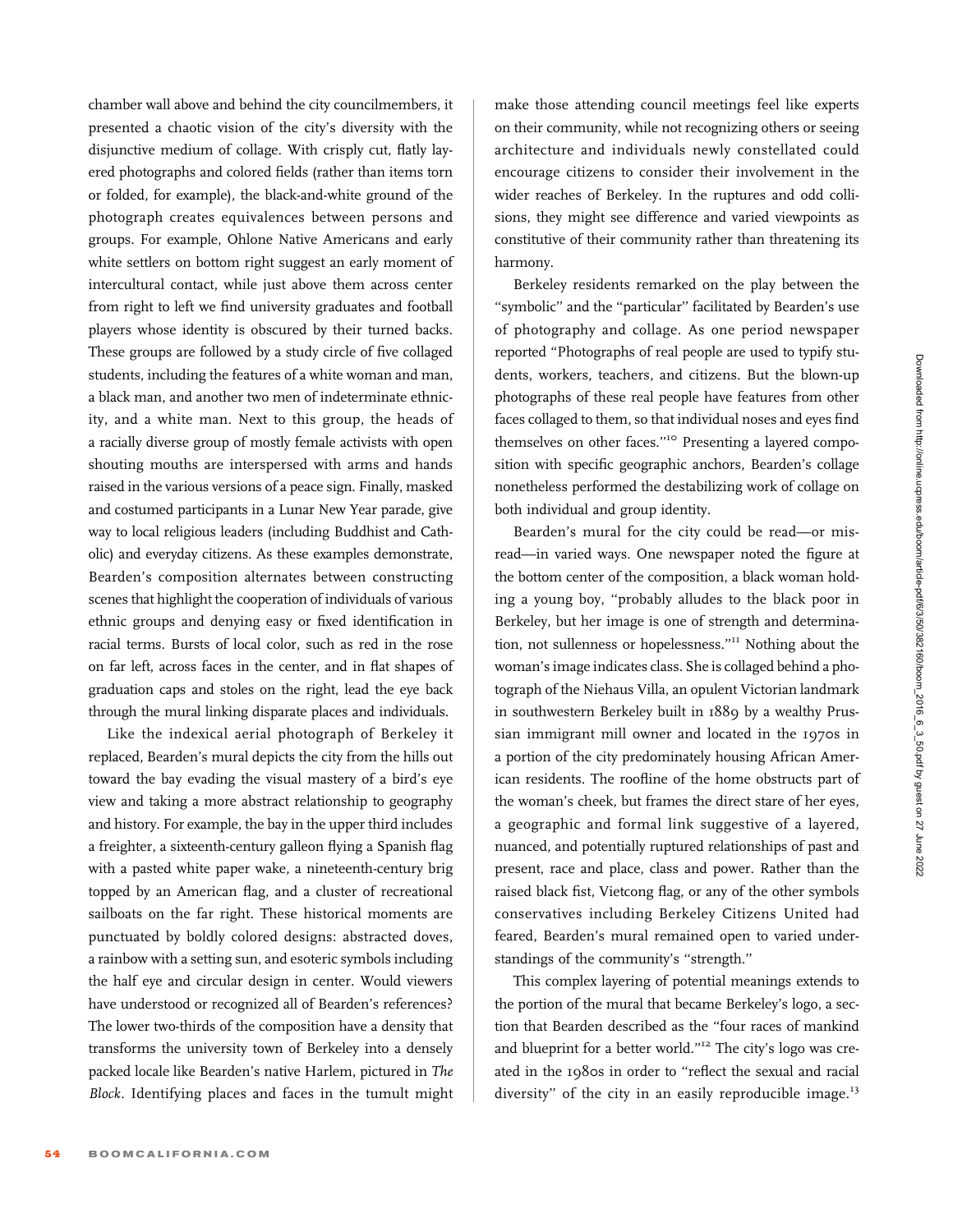chamber wall above and behind the city councilmembers, it presented a chaotic vision of the city's diversity with the disjunctive medium of collage. With crisply cut, flatly layered photographs and colored fields (rather than items torn or folded, for example), the black-and-white ground of the photograph creates equivalences between persons and groups. For example, Ohlone Native Americans and early white settlers on bottom right suggest an early moment of intercultural contact, while just above them across center from right to left we find university graduates and football players whose identity is obscured by their turned backs. These groups are followed by a study circle of five collaged students, including the features of a white woman and man, a black man, and another two men of indeterminate ethnicity, and a white man. Next to this group, the heads of a racially diverse group of mostly female activists with open shouting mouths are interspersed with arms and hands raised in the various versions of a peace sign. Finally, masked and costumed participants in a Lunar New Year parade, give way to local religious leaders (including Buddhist and Catholic) and everyday citizens. As these examples demonstrate, Bearden's composition alternates between constructing scenes that highlight the cooperation of individuals of various ethnic groups and denying easy or fixed identification in racial terms. Bursts of local color, such as red in the rose on far left, across faces in the center, and in flat shapes of graduation caps and stoles on the right, lead the eye back through the mural linking disparate places and individuals.

Like the indexical aerial photograph of Berkeley it replaced, Bearden's mural depicts the city from the hills out toward the bay evading the visual mastery of a bird's eye view and taking a more abstract relationship to geography and history. For example, the bay in the upper third includes a freighter, a sixteenth-century galleon flying a Spanish flag with a pasted white paper wake, a nineteenth-century brig topped by an American flag, and a cluster of recreational sailboats on the far right. These historical moments are punctuated by boldly colored designs: abstracted doves, a rainbow with a setting sun, and esoteric symbols including the half eye and circular design in center. Would viewers have understood or recognized all of Bearden's references? The lower two-thirds of the composition have a density that transforms the university town of Berkeley into a densely packed locale like Bearden's native Harlem, pictured in *The Block*. Identifying places and faces in the tumult might make those attending council meetings feel like experts on their community, while not recognizing others or seeing architecture and individuals newly constellated could encourage citizens to consider their involvement in the wider reaches of Berkeley. In the ruptures and odd collisions, they might see difference and varied viewpoints as constitutive of their community rather than threatening its harmony.

Berkeley residents remarked on the play between the "symbolic" and the "particular" facilitated by Bearden's use of photography and collage. As one period newspaper reported "Photographs of real people are used to typify students, workers, teachers, and citizens. But the blown-up photographs of these real people have features from other faces collaged to them, so that individual noses and eyes find themselves on other faces."[10] Presenting a layered composition with specific geographic anchors, Bearden's collage nonetheless performed the destabilizing work of collage on both individual and group identity.

Bearden's mural for the city could be read—or misread—in varied ways. One newspaper noted the figure at the bottom center of the composition, a black woman holding a young boy, "probably alludes to the black poor in Berkeley, but her image is one of strength and determination, not sullenness or hopelessness."[11] Nothing about the woman's image indicates class. She is collaged behind a photograph of the Niehaus Villa, an opulent Victorian landmark in southwestern Berkeley built in 1889 by a wealthy Prussian immigrant mill owner and located in the 1970s in a portion of the city predominately housing African American residents. The roofline of the home obstructs part of the woman's cheek, but frames the direct stare of her eyes, a geographic and formal link suggestive of a layered, nuanced, and potentially ruptured relationships of past and present, race and place, class and power. Rather than the raised black fist, Vietcong flag, or any of the other symbols conservatives including Berkeley Citizens United had feared, Bearden's mural remained open to varied understandings of the community's "strength."

This complex layering of potential meanings extends to the portion of the mural that became Berkeley's logo, a section that Bearden described as the "four races of mankind and blueprint for a better world."[12] The city's logo was created in the 1980s in order to "reflect the sexual and racial diversity" of the city in an easily reproducible image.[13]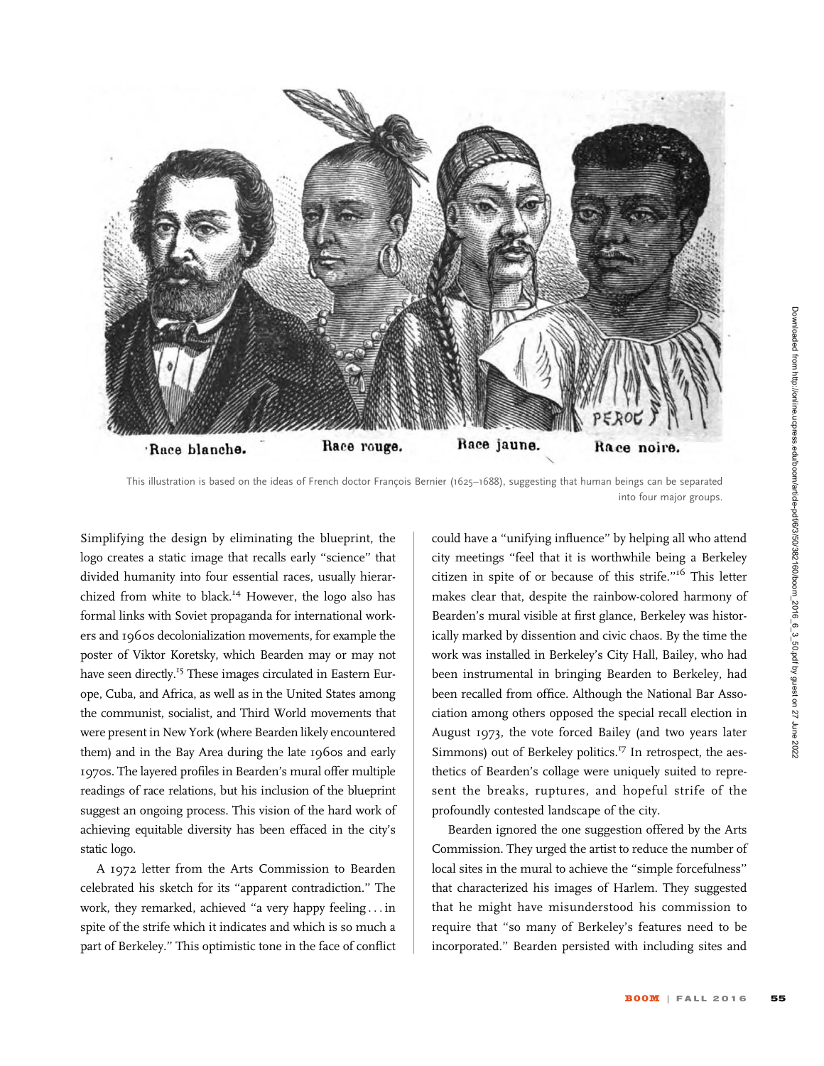This illustration is based on the ideas of French doctor François Bernier (1625–1688), suggesting that human beings can be separated into four major groups.

Simplifying the design by eliminating the blueprint, the logo creates a static image that recalls early "science" that divided humanity into four essential races, usually hierarchized from white to black.[14] However, the logo also has formal links with Soviet propaganda for international workers and 1960s decolonialization movements, for example the poster of Viktor Koretsky, which Bearden may or may not have seen directly.[15] These images circulated in Eastern Europe, Cuba, and Africa, as well as in the United States among the communist, socialist, and Third World movements that were present in New York (where Bearden likely encountered them) and in the Bay Area during the late 1960s and early 1970s. The layered profiles in Bearden's mural offer multiple readings of race relations, but his inclusion of the blueprint suggest an ongoing process. This vision of the hard work of achieving equitable diversity has been effaced in the city's static logo.

A 1972 letter from the Arts Commission to Bearden celebrated his sketch for its "apparent contradiction." The work, they remarked, achieved "a very happy feeling . . . in spite of the strife which it indicates and which is so much a part of Berkeley." This optimistic tone in the face of conflict could have a "unifying influence" by helping all who attend city meetings "feel that it is worthwhile being a Berkeley citizen in spite of or because of this strife."[16] This letter makes clear that, despite the rainbow-colored harmony of Bearden's mural visible at first glance, Berkeley was historically marked by dissention and civic chaos. By the time the work was installed in Berkeley's City Hall, Bailey, who had been instrumental in bringing Bearden to Berkeley, had been recalled from office. Although the National Bar Association among others opposed the special recall election in August 1973, the vote forced Bailey (and two years later Simmons) out of Berkeley politics.[17] In retrospect, the aesthetics of Bearden's collage were uniquely suited to represent the breaks, ruptures, and hopeful strife of the profoundly contested landscape of the city.

Bearden ignored the one suggestion offered by the Arts Commission. They urged the artist to reduce the number of local sites in the mural to achieve the "simple forcefulness" that characterized his images of Harlem. They suggested that he might have misunderstood his commission to require that "so many of Berkeley's features need to be incorporated." Bearden persisted with including sites and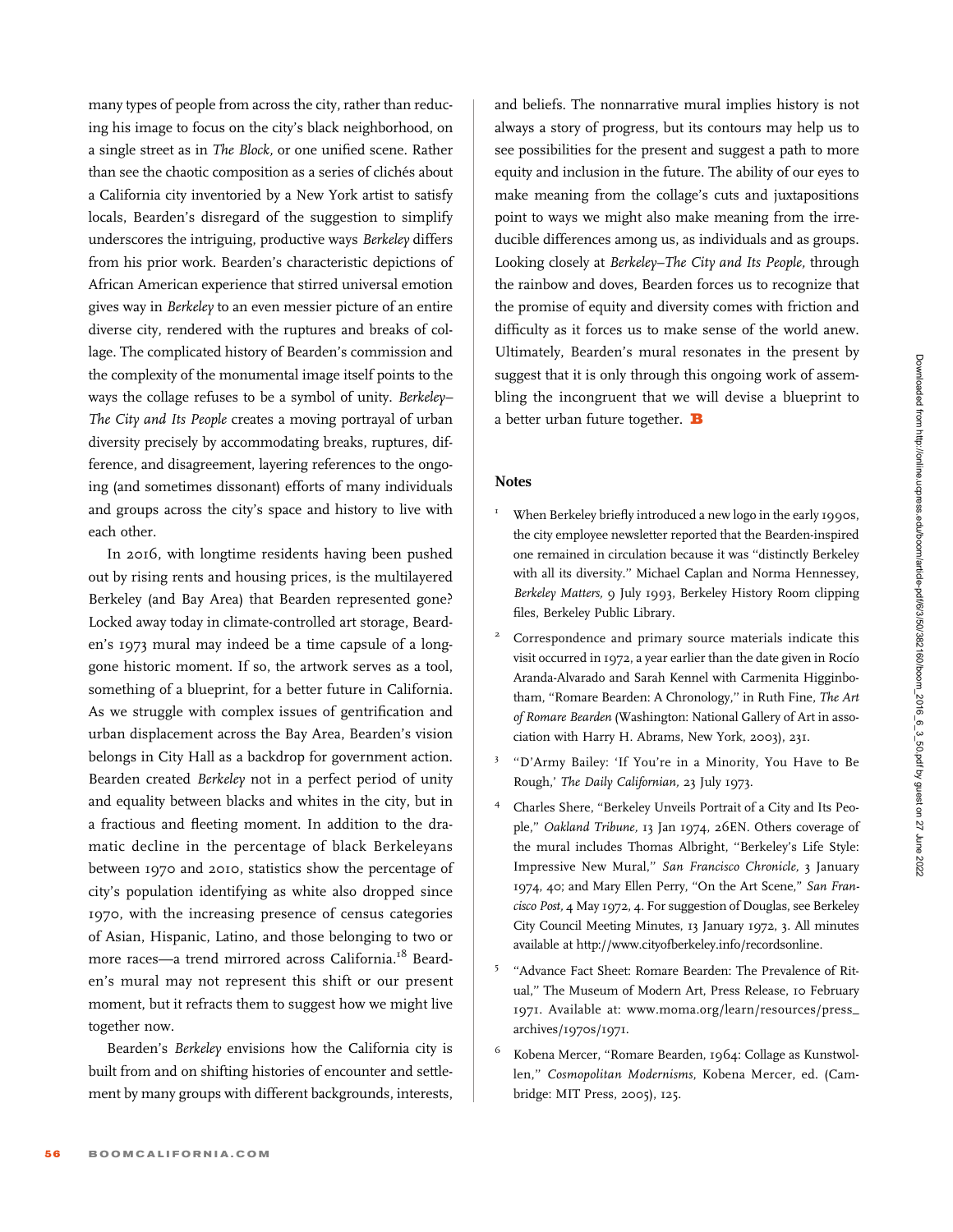many types of people from across the city, rather than reducing his image to focus on the city's black neighborhood, on a single street as in *The Block,* or one unified scene. Rather than see the chaotic composition as a series of clichés about a California city inventoried by a New York artist to satisfy locals, Bearden's disregard of the suggestion to simplify underscores the intriguing, productive ways *Berkeley* differs from his prior work. Bearden's characteristic depictions of African American experience that stirred universal emotion gives way in *Berkeley* to an even messier picture of an entire diverse city, rendered with the ruptures and breaks of collage. The complicated history of Bearden's commission and the complexity of the monumental image itself points to the ways the collage refuses to be a symbol of unity. *Berkeley–The City and Its People* creates a moving portrayal of urban diversity precisely by accommodating breaks, ruptures, difference, and disagreement, layering references to the ongoing (and sometimes dissonant) efforts of many individuals and groups across the city's space and history to live with each other.

In 2016, with longtime residents having been pushed out by rising rents and housing prices, is the multilayered Berkeley (and Bay Area) that Bearden represented gone? Locked away today in climate-controlled art storage, Bearden's 1973 mural may indeed be a time capsule of a long-gone historic moment. If so, the artwork serves as a tool, something of a blueprint, for a better future in California. As we struggle with complex issues of gentrification and urban displacement across the Bay Area, Bearden's vision belongs in City Hall as a backdrop for government action. Bearden created *Berkeley* not in a perfect period of unity and equality between blacks and whites in the city, but in a fractious and fleeting moment. In addition to the dramatic decline in the percentage of black Berkeleyans between 1970 and 2010, statistics show the percentage of city's population identifying as white also dropped since 1970, with the increasing presence of census categories of Asian, Hispanic, Latino, and those belonging to two or more races—a trend mirrored across California.[18] Bearden's mural may not represent this shift or our present moment, but it refracts them to suggest how we might live together now.

Bearden's *Berkeley* envisions how the California city is built from and on shifting histories of encounter and settlement by many groups with different backgrounds, interests, and beliefs. The nonnarrative mural implies history is not always a story of progress, but its contours may help us to see possibilities for the present and suggest a path to more equity and inclusion in the future. The ability of our eyes to make meaning from the collage's cuts and juxtapositions point to ways we might also make meaning from the irreducible differences among us, as individuals and as groups. Looking closely at *Berkeley–The City and Its People,* through the rainbow and doves, Bearden forces us to recognize that the promise of equity and diversity comes with friction and difficulty as it forces us to make sense of the world anew. Ultimately, Bearden's mural resonates in the present by suggest that it is only through this ongoing work of assembling the incongruent that we will devise a blueprint to a better urban future together. **B**

## Notes

1. When Berkeley briefly introduced a new logo in the early 1990s, the city employee newsletter reported that the Bearden-inspired one remained in circulation because it was "distinctly Berkeley with all its diversity." Michael Caplan and Norma Hennessey, *Berkeley Matters,* 9 July 1993, Berkeley History Room clipping files, Berkeley Public Library.
2. Correspondence and primary source materials indicate this visit occurred in 1972, a year earlier than the date given in Rocío Aranda-Alvarado and Sarah Kennel with Carmenita Higginbotham, "Romare Bearden: A Chronology," in Ruth Fine, *The Art of Romare Bearden* (Washington: National Gallery of Art in association with Harry H. Abrams, New York, 2003), 231.
3. "D'Army Bailey: 'If You're in a Minority, You Have to Be Rough,' *The Daily Californian,* 23 July 1973.
4. Charles Shere, "Berkeley Unveils Portrait of a City and Its People," *Oakland Tribune,* 13 Jan 1974, 26EN. Others coverage of the mural includes Thomas Albright, "Berkeley's Life Style: Impressive New Mural," *San Francisco Chronicle,* 3 January 1974, 40; and Mary Ellen Perry, "On the Art Scene," *San Francisco Post,* 4 May 1972, 4. For suggestion of Douglas, see Berkeley City Council Meeting Minutes, 13 January 1972, 3. All minutes available at http://www.cityofberkeley.info/recordsonline.
5. "Advance Fact Sheet: Romare Bearden: The Prevalence of Ritual," The Museum of Modern Art, Press Release, 10 February 1971. Available at: www.moma.org/learn/resources/press_archives/1970s/1971.
6. Kobena Mercer, "Romare Bearden, 1964: Collage as Kunstwollen," *Cosmopolitan Modernisms,* Kobena Mercer, ed. (Cambridge: MIT Press, 2005), 125.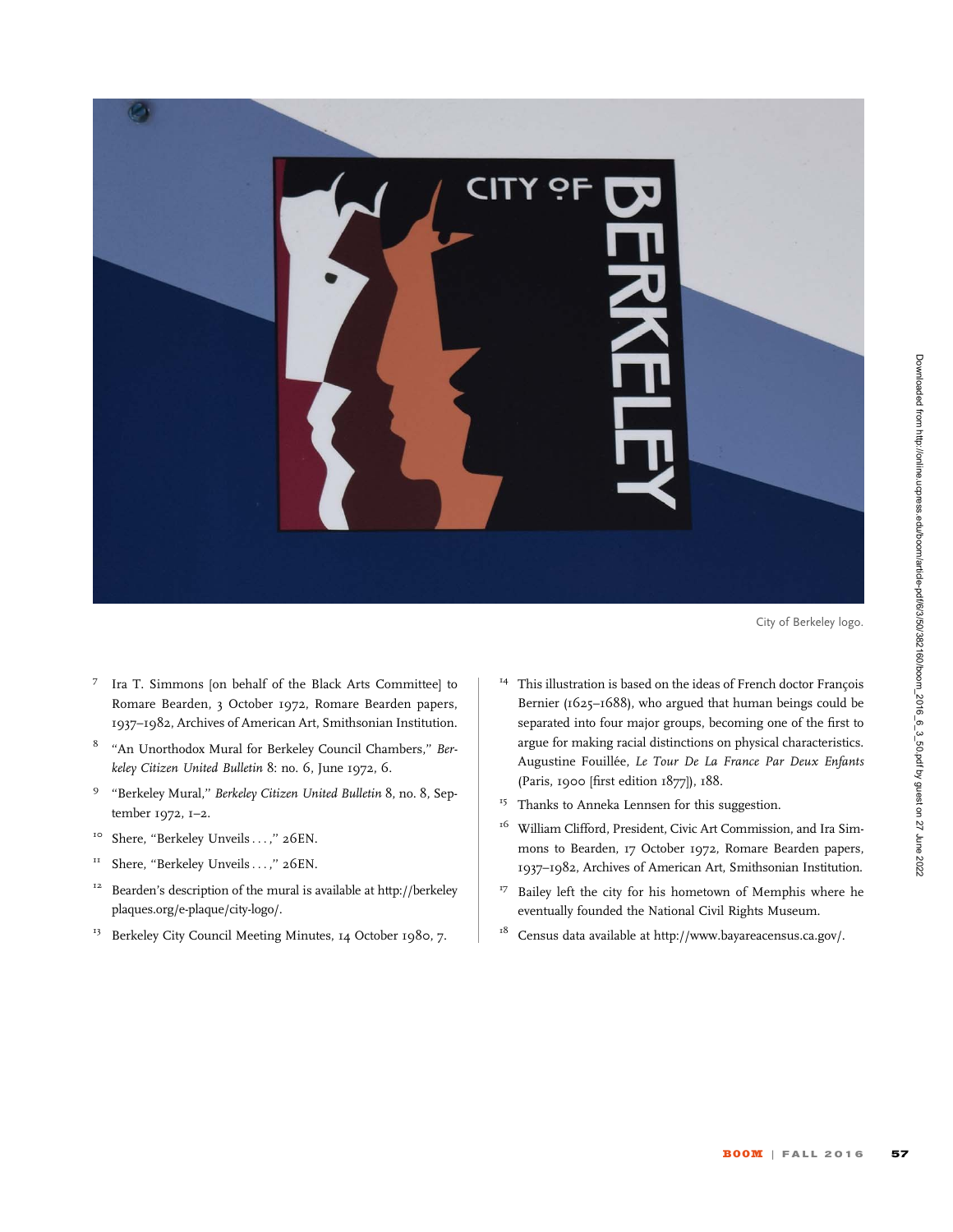City of Berkeley logo.

7 Ira T. Simmons [on behalf of the Black Arts Committee] to Romare Bearden, 3 October 1972, Romare Bearden papers, 1937–1982, Archives of American Art, Smithsonian Institution.

8 "An Unorthodox Mural for Berkeley Council Chambers," *Berkeley Citizen United Bulletin* 8: no. 6, June 1972, 6.

9 "Berkeley Mural," *Berkeley Citizen United Bulletin* 8, no. 8, September 1972, 1–2.

10 Shere, "Berkeley Unveils . . . ," 26EN.

11 Shere, "Berkeley Unveils . . . ," 26EN.

12 Bearden's description of the mural is available at http://berkeleyplaques.org/e-plaque/city-logo/.

13 Berkeley City Council Meeting Minutes, 14 October 1980, 7.

14 This illustration is based on the ideas of French doctor François Bernier (1625–1688), who argued that human beings could be separated into four major groups, becoming one of the first to argue for making racial distinctions on physical characteristics. Augustine Fouillée, *Le Tour De La France Par Deux Enfants* (Paris, 1900 [first edition 1877]), 188.

15 Thanks to Anneka Lennsen for this suggestion.

16 William Clifford, President, Civic Art Commission, and Ira Simmons to Bearden, 17 October 1972, Romare Bearden papers, 1937–1982, Archives of American Art, Smithsonian Institution.

17 Bailey left the city for his hometown of Memphis where he eventually founded the National Civil Rights Museum.

18 Census data available at http://www.bayareacensus.ca.gov/.